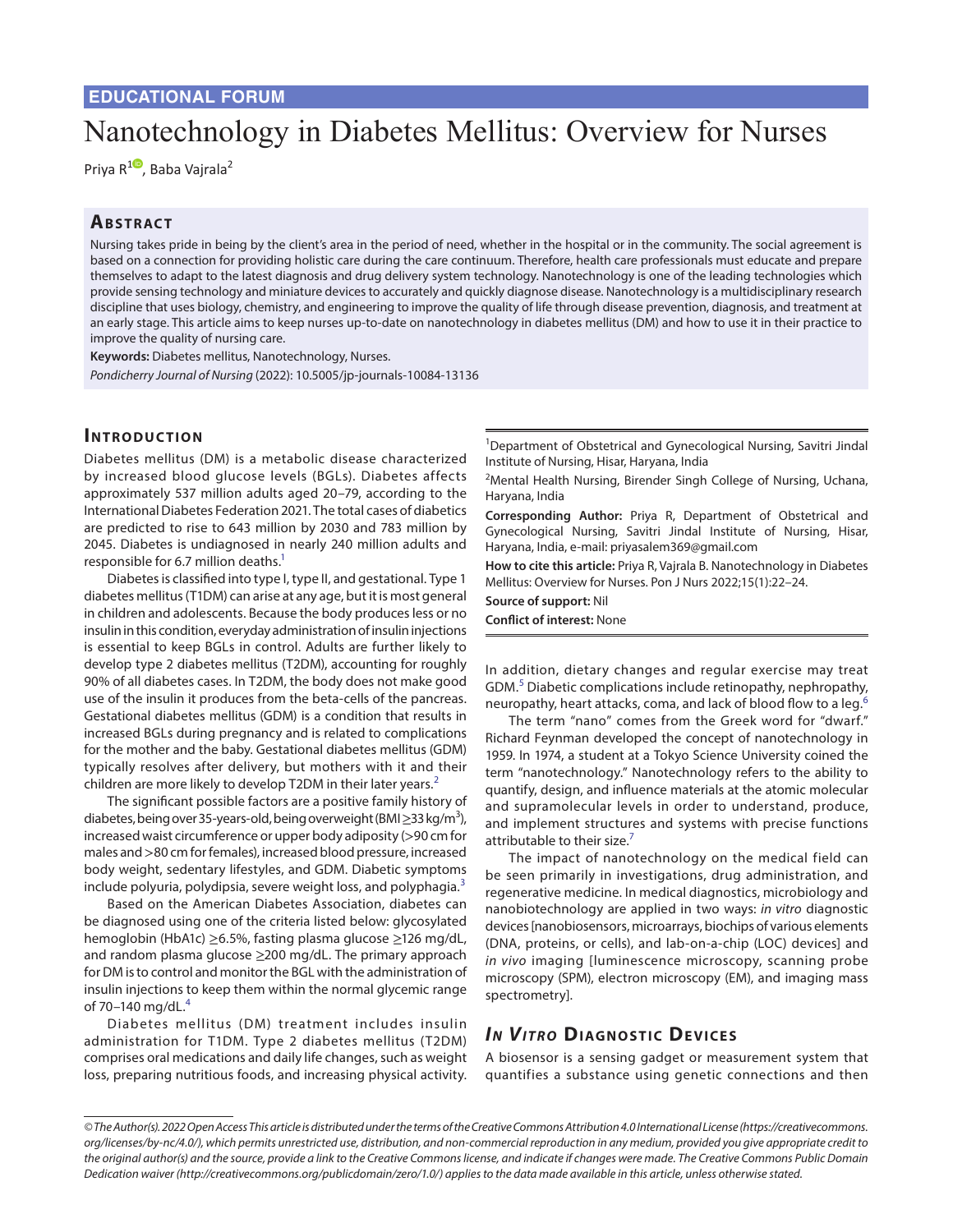EDUCATIONAL FORUM

# Nanotechnology in Diabetes Mellitus: Overview for Nurses

Priya R[1], Baba Vajrala[2]

## Abstract

Nursing takes pride in being by the client's area in the period of need, whether in the hospital or in the community. The social agreement is based on a connection for providing holistic care during the care continuum. Therefore, health care professionals must educate and prepare themselves to adapt to the latest diagnosis and drug delivery system technology. Nanotechnology is one of the leading technologies which provide sensing technology and miniature devices to accurately and quickly diagnose disease. Nanotechnology is a multidisciplinary research discipline that uses biology, chemistry, and engineering to improve the quality of life through disease prevention, diagnosis, and treatment at an early stage. This article aims to keep nurses up-to-date on nanotechnology in diabetes mellitus (DM) and how to use it in their practice to improve the quality of nursing care.

**Keywords:** Diabetes mellitus, Nanotechnology, Nurses.

*Pondicherry Journal of Nursing* (2022): 10.5005/jp-journals-10084-13136

[1]Department of Obstetrical and Gynecological Nursing, Savitri Jindal Institute of Nursing, Hisar, Haryana, India

[2]Mental Health Nursing, Birender Singh College of Nursing, Uchana, Haryana, India

**Corresponding Author:** Priya R, Department of Obstetrical and Gynecological Nursing, Savitri Jindal Institute of Nursing, Hisar, Haryana, India, e-mail: priyasalem369@gmail.com

**How to cite this article:** Priya R, Vajrala B. Nanotechnology in Diabetes Mellitus: Overview for Nurses. Pon J Nurs 2022;15(1):22–24.

**Source of support:** Nil

**Conflict of interest:** None

## Introduction

Diabetes mellitus (DM) is a metabolic disease characterized by increased blood glucose levels (BGLs). Diabetes affects approximately 537 million adults aged 20–79, according to the International Diabetes Federation 2021. The total cases of diabetics are predicted to rise to 643 million by 2030 and 783 million by 2045. Diabetes is undiagnosed in nearly 240 million adults and responsible for 6.7 million deaths.[1]

Diabetes is classified into type I, type II, and gestational. Type 1 diabetes mellitus (T1DM) can arise at any age, but it is most general in children and adolescents. Because the body produces less or no insulin in this condition, everyday administration of insulin injections is essential to keep BGLs in control. Adults are further likely to develop type 2 diabetes mellitus (T2DM), accounting for roughly 90% of all diabetes cases. In T2DM, the body does not make good use of the insulin it produces from the beta-cells of the pancreas. Gestational diabetes mellitus (GDM) is a condition that results in increased BGLs during pregnancy and is related to complications for the mother and the baby. Gestational diabetes mellitus (GDM) typically resolves after delivery, but mothers with it and their children are more likely to develop T2DM in their later years.[2]

The significant possible factors are a positive family history of diabetes, being over 35-years-old, being overweight (BMI $\geq$33 kg/m$^3$), increased waist circumference or upper body adiposity (>90 cm for males and >80 cm for females), increased blood pressure, increased body weight, sedentary lifestyles, and GDM. Diabetic symptoms include polyuria, polydipsia, severe weight loss, and polyphagia.[3]

Based on the American Diabetes Association, diabetes can be diagnosed using one of the criteria listed below: glycosylated hemoglobin (HbA1c) $\geq$6.5%, fasting plasma glucose $\geq$126 mg/dL, and random plasma glucose $\geq$200 mg/dL. The primary approach for DM is to control and monitor the BGL with the administration of insulin injections to keep them within the normal glycemic range of 70–140 mg/dL.[4]

Diabetes mellitus (DM) treatment includes insulin administration for T1DM. Type 2 diabetes mellitus (T2DM) comprises oral medications and daily life changes, such as weight loss, preparing nutritious foods, and increasing physical activity. In addition, dietary changes and regular exercise may treat GDM.[5] Diabetic complications include retinopathy, nephropathy, neuropathy, heart attacks, coma, and lack of blood flow to a leg.[6]

The term "nano" comes from the Greek word for "dwarf." Richard Feynman developed the concept of nanotechnology in 1959. In 1974, a student at a Tokyo Science University coined the term "nanotechnology." Nanotechnology refers to the ability to quantify, design, and influence materials at the atomic molecular and supramolecular levels in order to understand, produce, and implement structures and systems with precise functions attributable to their size.[7]

The impact of nanotechnology on the medical field can be seen primarily in investigations, drug administration, and regenerative medicine. In medical diagnostics, microbiology and nanobiotechnology are applied in two ways: *in vitro* diagnostic devices [nanobiosensors, microarrays, biochips of various elements (DNA, proteins, or cells), and lab-on-a-chip (LOC) devices] and *in vivo* imaging [luminescence microscopy, scanning probe microscopy (SPM), electron microscopy (EM), and imaging mass spectrometry].

## *In Vitro* Diagnostic Devices

A biosensor is a sensing gadget or measurement system that quantifies a substance using genetic connections and then

*© The Author(s). 2022 Open Access This article is distributed under the terms of the Creative Commons Attribution 4.0 International License (https://creativecommons.org/licenses/by-nc/4.0/), which permits unrestricted use, distribution, and non-commercial reproduction in any medium, provided you give appropriate credit to the original author(s) and the source, provide a link to the Creative Commons license, and indicate if changes were made. The Creative Commons Public Domain Dedication waiver (http://creativecommons.org/publicdomain/zero/1.0/) applies to the data made available in this article, unless otherwise stated.*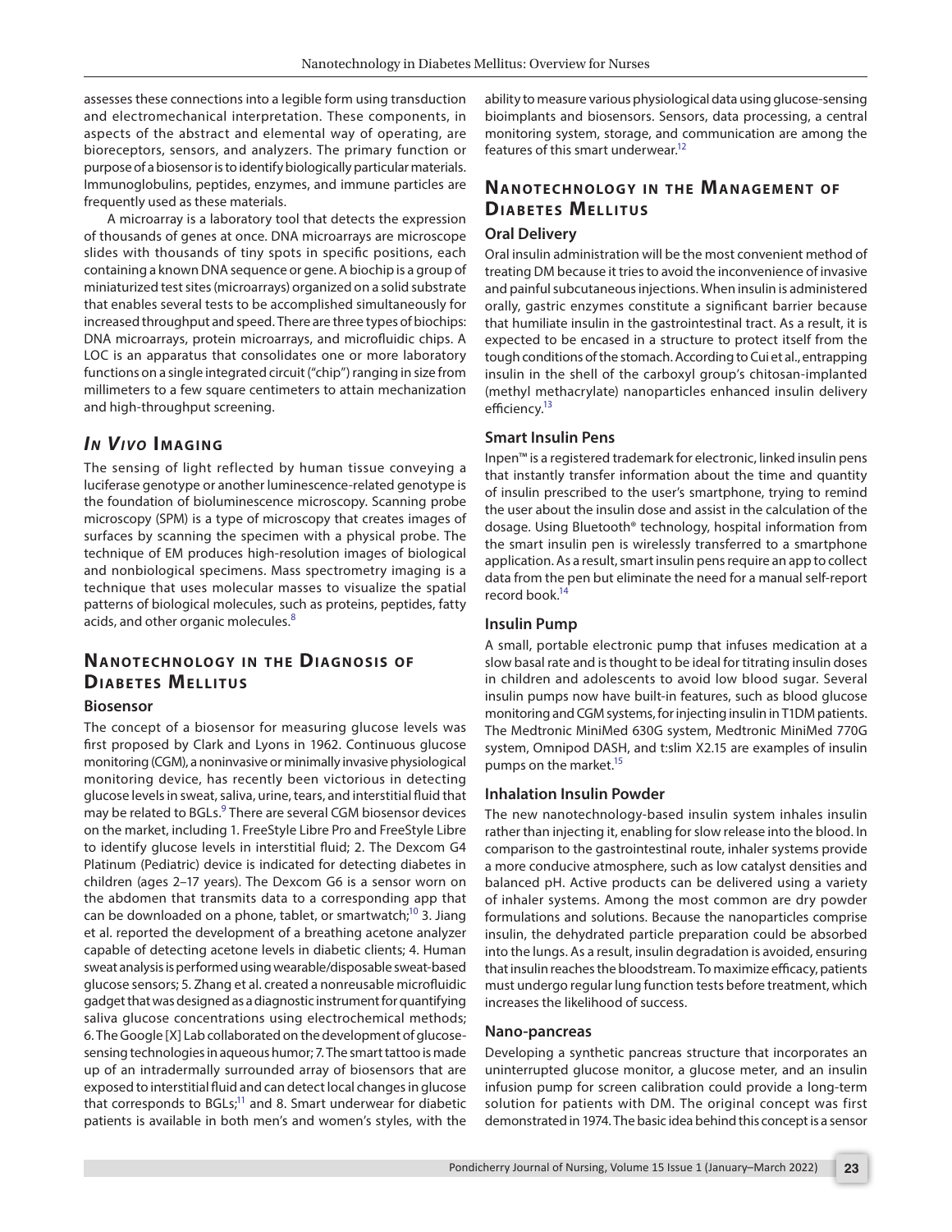assesses these connections into a legible form using transduction and electromechanical interpretation. These components, in aspects of the abstract and elemental way of operating, are bioreceptors, sensors, and analyzers. The primary function or purpose of a biosensor is to identify biologically particular materials. Immunoglobulins, peptides, enzymes, and immune particles are frequently used as these materials.

A microarray is a laboratory tool that detects the expression of thousands of genes at once. DNA microarrays are microscope slides with thousands of tiny spots in specific positions, each containing a known DNA sequence or gene. A biochip is a group of miniaturized test sites (microarrays) organized on a solid substrate that enables several tests to be accomplished simultaneously for increased throughput and speed. There are three types of biochips: DNA microarrays, protein microarrays, and microfluidic chips. A LOC is an apparatus that consolidates one or more laboratory functions on a single integrated circuit ("chip") ranging in size from millimeters to a few square centimeters to attain mechanization and high-throughput screening.

## *In Vivo* Imaging

The sensing of light reflected by human tissue conveying a luciferase genotype or another luminescence-related genotype is the foundation of bioluminescence microscopy. Scanning probe microscopy (SPM) is a type of microscopy that creates images of surfaces by scanning the specimen with a physical probe. The technique of EM produces high-resolution images of biological and nonbiological specimens. Mass spectrometry imaging is a technique that uses molecular masses to visualize the spatial patterns of biological molecules, such as proteins, peptides, fatty acids, and other organic molecules.[8]

## Nanotechnology in the Diagnosis of Diabetes Mellitus

### Biosensor

The concept of a biosensor for measuring glucose levels was first proposed by Clark and Lyons in 1962. Continuous glucose monitoring (CGM), a noninvasive or minimally invasive physiological monitoring device, has recently been victorious in detecting glucose levels in sweat, saliva, urine, tears, and interstitial fluid that may be related to BGLs.[9] There are several CGM biosensor devices on the market, including 1. FreeStyle Libre Pro and FreeStyle Libre to identify glucose levels in interstitial fluid; 2. The Dexcom G4 Platinum (Pediatric) device is indicated for detecting diabetes in children (ages 2–17 years). The Dexcom G6 is a sensor worn on the abdomen that transmits data to a corresponding app that can be downloaded on a phone, tablet, or smartwatch;[10] 3. Jiang et al. reported the development of a breathing acetone analyzer capable of detecting acetone levels in diabetic clients; 4. Human sweat analysis is performed using wearable/disposable sweat-based glucose sensors; 5. Zhang et al. created a nonreusable microfluidic gadget that was designed as a diagnostic instrument for quantifying saliva glucose concentrations using electrochemical methods; 6. The Google [X] Lab collaborated on the development of glucose-sensing technologies in aqueous humor; 7. The smart tattoo is made up of an intradermally surrounded array of biosensors that are exposed to interstitial fluid and can detect local changes in glucose that corresponds to BGLs;[11] and 8. Smart underwear for diabetic patients is available in both men's and women's styles, with the ability to measure various physiological data using glucose-sensing bioimplants and biosensors. Sensors, data processing, a central monitoring system, storage, and communication are among the features of this smart underwear.[12]

## Nanotechnology in the Management of Diabetes Mellitus

### Oral Delivery

Oral insulin administration will be the most convenient method of treating DM because it tries to avoid the inconvenience of invasive and painful subcutaneous injections. When insulin is administered orally, gastric enzymes constitute a significant barrier because that humiliate insulin in the gastrointestinal tract. As a result, it is expected to be encased in a structure to protect itself from the tough conditions of the stomach. According to Cui et al., entrapping insulin in the shell of the carboxyl group's chitosan-implanted (methyl methacrylate) nanoparticles enhanced insulin delivery efficiency.[13]

### Smart Insulin Pens

Inpen™ is a registered trademark for electronic, linked insulin pens that instantly transfer information about the time and quantity of insulin prescribed to the user's smartphone, trying to remind the user about the insulin dose and assist in the calculation of the dosage. Using Bluetooth® technology, hospital information from the smart insulin pen is wirelessly transferred to a smartphone application. As a result, smart insulin pens require an app to collect data from the pen but eliminate the need for a manual self-report record book.[14]

### Insulin Pump

A small, portable electronic pump that infuses medication at a slow basal rate and is thought to be ideal for titrating insulin doses in children and adolescents to avoid low blood sugar. Several insulin pumps now have built-in features, such as blood glucose monitoring and CGM systems, for injecting insulin in T1DM patients. The Medtronic MiniMed 630G system, Medtronic MiniMed 770G system, Omnipod DASH, and t:slim X2.15 are examples of insulin pumps on the market.[15]

### Inhalation Insulin Powder

The new nanotechnology-based insulin system inhales insulin rather than injecting it, enabling for slow release into the blood. In comparison to the gastrointestinal route, inhaler systems provide a more conducive atmosphere, such as low catalyst densities and balanced pH. Active products can be delivered using a variety of inhaler systems. Among the most common are dry powder formulations and solutions. Because the nanoparticles comprise insulin, the dehydrated particle preparation could be absorbed into the lungs. As a result, insulin degradation is avoided, ensuring that insulin reaches the bloodstream. To maximize efficacy, patients must undergo regular lung function tests before treatment, which increases the likelihood of success.

### Nano-pancreas

Developing a synthetic pancreas structure that incorporates an uninterrupted glucose monitor, a glucose meter, and an insulin infusion pump for screen calibration could provide a long-term solution for patients with DM. The original concept was first demonstrated in 1974. The basic idea behind this concept is a sensor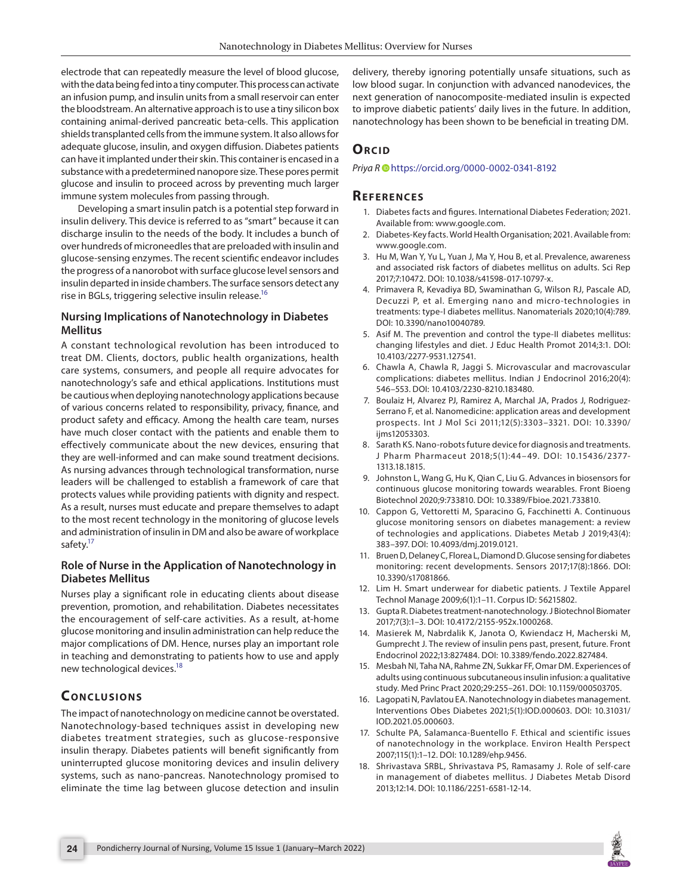electrode that can repeatedly measure the level of blood glucose, with the data being fed into a tiny computer. This process can activate an infusion pump, and insulin units from a small reservoir can enter the bloodstream. An alternative approach is to use a tiny silicon box containing animal-derived pancreatic beta-cells. This application shields transplanted cells from the immune system. It also allows for adequate glucose, insulin, and oxygen diffusion. Diabetes patients can have it implanted under their skin. This container is encased in a substance with a predetermined nanopore size. These pores permit glucose and insulin to proceed across by preventing much larger immune system molecules from passing through.

Developing a smart insulin patch is a potential step forward in insulin delivery. This device is referred to as "smart" because it can discharge insulin to the needs of the body. It includes a bunch of over hundreds of microneedles that are preloaded with insulin and glucose-sensing enzymes. The recent scientific endeavor includes the progress of a nanorobot with surface glucose level sensors and insulin departed in inside chambers. The surface sensors detect any rise in BGLs, triggering selective insulin release.[16]

### Nursing Implications of Nanotechnology in Diabetes Mellitus

A constant technological revolution has been introduced to treat DM. Clients, doctors, public health organizations, health care systems, consumers, and people all require advocates for nanotechnology's safe and ethical applications. Institutions must be cautious when deploying nanotechnology applications because of various concerns related to responsibility, privacy, finance, and product safety and efficacy. Among the health care team, nurses have much closer contact with the patients and enable them to effectively communicate about the new devices, ensuring that they are well-informed and can make sound treatment decisions. As nursing advances through technological transformation, nurse leaders will be challenged to establish a framework of care that protects values while providing patients with dignity and respect. As a result, nurses must educate and prepare themselves to adapt to the most recent technology in the monitoring of glucose levels and administration of insulin in DM and also be aware of workplace safety.[17]

### Role of Nurse in the Application of Nanotechnology in Diabetes Mellitus

Nurses play a significant role in educating clients about disease prevention, promotion, and rehabilitation. Diabetes necessitates the encouragement of self-care activities. As a result, at-home glucose monitoring and insulin administration can help reduce the major complications of DM. Hence, nurses play an important role in teaching and demonstrating to patients how to use and apply new technological devices.[18]

## Conclusions

The impact of nanotechnology on medicine cannot be overstated. Nanotechnology-based techniques assist in developing new diabetes treatment strategies, such as glucose-responsive insulin therapy. Diabetes patients will benefit significantly from uninterrupted glucose monitoring devices and insulin delivery systems, such as nano-pancreas. Nanotechnology promised to eliminate the time lag between glucose detection and insulin delivery, thereby ignoring potentially unsafe situations, such as low blood sugar. In conjunction with advanced nanodevices, the next generation of nanocomposite-mediated insulin is expected to improve diabetic patients' daily lives in the future. In addition, nanotechnology has been shown to be beneficial in treating DM.

## Orcid

*Priya R* https://orcid.org/0000-0002-0341-8192

## References

1. Diabetes facts and figures. International Diabetes Federation; 2021. Available from: www.google.com.
2. Diabetes-Key facts. World Health Organisation; 2021. Available from: www.google.com.
3. Hu M, Wan Y, Yu L, Yuan J, Ma Y, Hou B, et al. Prevalence, awareness and associated risk factors of diabetes mellitus on adults. Sci Rep 2017;7:10472. DOI: 10.1038/s41598-017-10797-x.
4. Primavera R, Kevadiya BD, Swaminathan G, Wilson RJ, Pascale AD, Decuzzi P, et al. Emerging nano and micro-technologies in treatments: type-I diabetes mellitus. Nanomaterials 2020;10(4):789. DOI: 10.3390/nano10040789.
5. Asif M. The prevention and control the type-II diabetes mellitus: changing lifestyles and diet. J Educ Health Promot 2014;3:1. DOI: 10.4103/2277-9531.127541.
6. Chawla A, Chawla R, Jaggi S. Microvascular and macrovascular complications: diabetes mellitus. Indian J Endocrinol 2016;20(4): 546–553. DOI: 10.4103/2230-8210.183480.
7. Boulaiz H, Alvarez PJ, Ramirez A, Marchal JA, Prados J, Rodriguez-Serrano F, et al. Nanomedicine: application areas and development prospects. Int J Mol Sci 2011;12(5):3303–3321. DOI: 10.3390/ijms12053303.
8. Sarath KS. Nano-robots future device for diagnosis and treatments. J Pharm Pharmaceut 2018;5(1):44–49. DOI: 10.15436/2377-1313.18.1815.
9. Johnston L, Wang G, Hu K, Qian C, Liu G. Advances in biosensors for continuous glucose monitoring towards wearables. Front Bioeng Biotechnol 2020;9:733810. DOI: 10.3389/Fbioe.2021.733810.
10. Cappon G, Vettoretti M, Sparacino G, Facchinetti A. Continuous glucose monitoring sensors on diabetes management: a review of technologies and applications. Diabetes Metab J 2019;43(4): 383–397. DOI: 10.4093/dmj.2019.0121.
11. Bruen D, Delaney C, Florea L, Diamond D. Glucose sensing for diabetes monitoring: recent developments. Sensors 2017;17(8):1866. DOI: 10.3390/s17081866.
12. Lim H. Smart underwear for diabetic patients. J Textile Apparel Technol Manage 2009;6(1):1–11. Corpus ID: 56215802.
13. Gupta R. Diabetes treatment-nanotechnology. J Biotechnol Biomater 2017;7(3):1–3. DOI: 10.4172/2155-952x.1000268.
14. Masierek M, Nabrdalik K, Janota O, Kwiendacz H, Macherski M, Gumprecht J. The review of insulin pens past, present, future. Front Endocrinol 2022;13:827484. DOI: 10.3389/fendo.2022.827484.
15. Mesbah NI, Taha NA, Rahme ZN, Sukkar FF, Omar DM. Experiences of adults using continuous subcutaneous insulin infusion: a qualitative study. Med Princ Pract 2020;29:255–261. DOI: 10.1159/000503705.
16. Lagopati N, Pavlatou EA. Nanotechnology in diabetes management. Interventions Obes Diabetes 2021;5(1):IOD.000603. DOI: 10.31031/IOD.2021.05.000603.
17. Schulte PA, Salamanca-Buentello F. Ethical and scientific issues of nanotechnology in the workplace. Environ Health Perspect 2007;115(1):1–12. DOI: 10.1289/ehp.9456.
18. Shrivastava SRBL, Shrivastava PS, Ramasamy J. Role of self-care in management of diabetes mellitus. J Diabetes Metab Disord 2013;12:14. DOI: 10.1186/2251-6581-12-14.